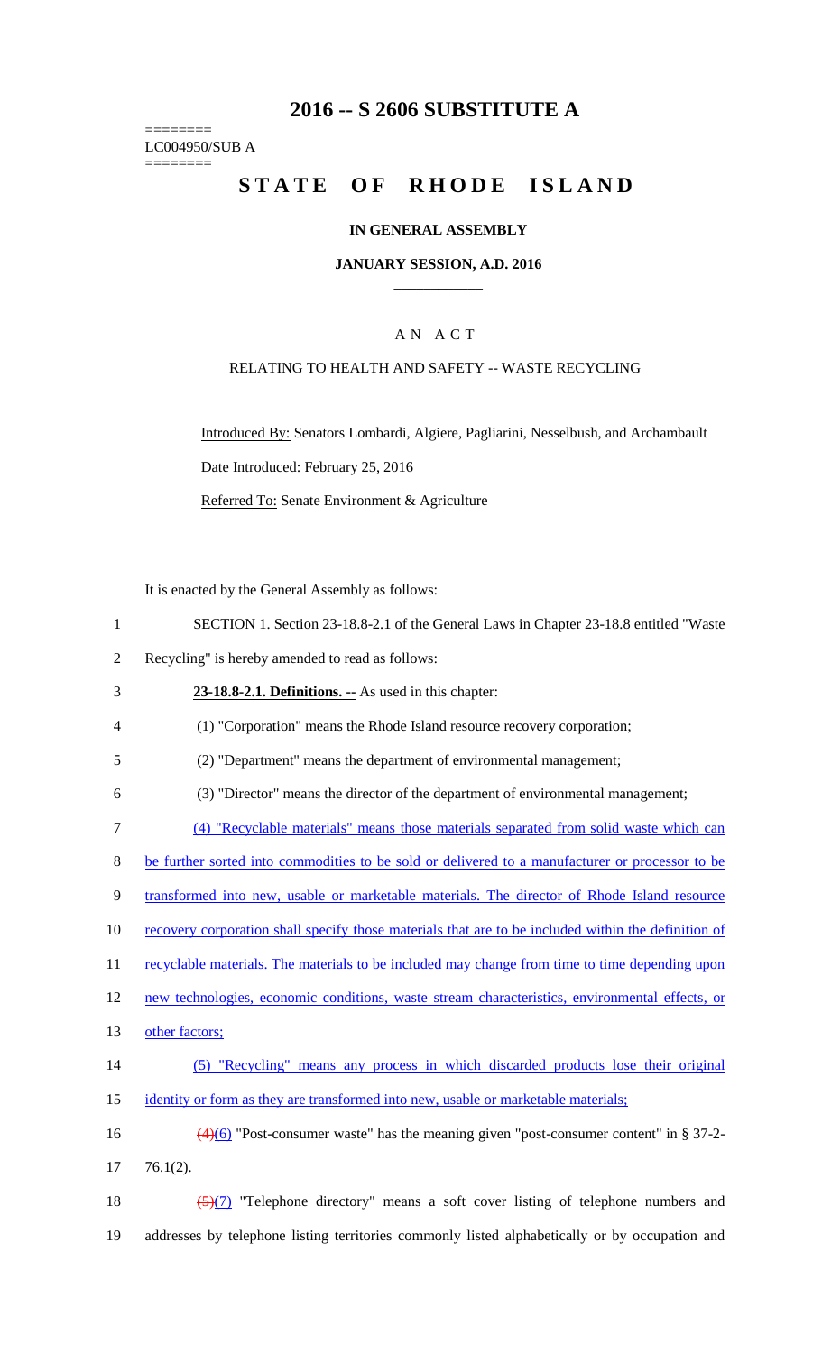# 2016 -- S 2606 SUBSTITUTE A

========
LC004950/SUB A
========

# STATE OF RHODE ISLAND

## IN GENERAL ASSEMBLY

### JANUARY SESSION, A.D. 2016

---

### A N A C T

RELATING TO HEALTH AND SAFETY -- WASTE RECYCLING

Introduced By: Senators Lombardi, Algiere, Pagliarini, Nesselbush, and Archambault

Date Introduced: February 25, 2016

Referred To: Senate Environment & Agriculture

It is enacted by the General Assembly as follows:

1 SECTION 1. Section 23-18.8-2.1 of the General Laws in Chapter 23-18.8 entitled "Waste
2 Recycling" is hereby amended to read as follows:

3 **23-18.8-2.1. Definitions. --** As used in this chapter:

4 (1) "Corporation" means the Rhode Island resource recovery corporation;

5 (2) "Department" means the department of environmental management;

6 (3) "Director" means the director of the department of environmental management;

7 (4) "Recyclable materials" means those materials separated from solid waste which can
8 be further sorted into commodities to be sold or delivered to a manufacturer or processor to be
9 transformed into new, usable or marketable materials. The director of Rhode Island resource
10 recovery corporation shall specify those materials that are to be included within the definition of
11 recyclable materials. The materials to be included may change from time to time depending upon
12 new technologies, economic conditions, waste stream characteristics, environmental effects, or
13 other factors;

14 (5) "Recycling" means any process in which discarded products lose their original
15 identity or form as they are transformed into new, usable or marketable materials;

16 ~~(4)~~(6) "Post-consumer waste" has the meaning given "post-consumer content" in § 37-2-
17 76.1(2).

18 ~~(5)~~(7) "Telephone directory" means a soft cover listing of telephone numbers and
19 addresses by telephone listing territories commonly listed alphabetically or by occupation and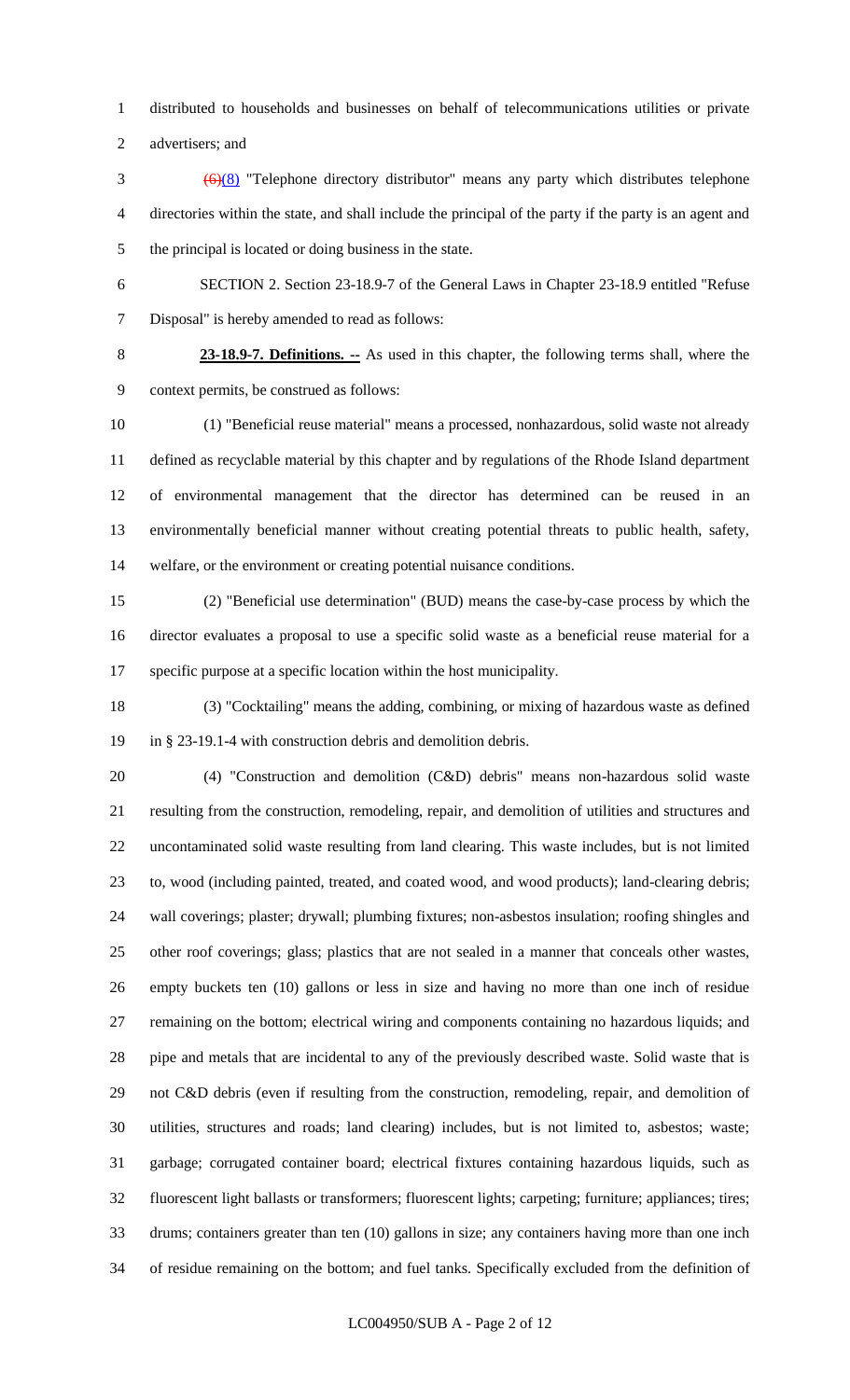distributed to households and businesses on behalf of telecommunications utilities or private advertisers; and

~~(6)~~(8) "Telephone directory distributor" means any party which distributes telephone directories within the state, and shall include the principal of the party if the party is an agent and the principal is located or doing business in the state.

SECTION 2. Section 23-18.9-7 of the General Laws in Chapter 23-18.9 entitled "Refuse Disposal" is hereby amended to read as follows:

**23-18.9-7. Definitions. --** As used in this chapter, the following terms shall, where the context permits, be construed as follows:

(1) "Beneficial reuse material" means a processed, nonhazardous, solid waste not already defined as recyclable material by this chapter and by regulations of the Rhode Island department of environmental management that the director has determined can be reused in an environmentally beneficial manner without creating potential threats to public health, safety, welfare, or the environment or creating potential nuisance conditions.

(2) "Beneficial use determination" (BUD) means the case-by-case process by which the director evaluates a proposal to use a specific solid waste as a beneficial reuse material for a specific purpose at a specific location within the host municipality.

(3) "Cocktailing" means the adding, combining, or mixing of hazardous waste as defined in § 23-19.1-4 with construction debris and demolition debris.

(4) "Construction and demolition (C&D) debris" means non-hazardous solid waste resulting from the construction, remodeling, repair, and demolition of utilities and structures and uncontaminated solid waste resulting from land clearing. This waste includes, but is not limited to, wood (including painted, treated, and coated wood, and wood products); land-clearing debris; wall coverings; plaster; drywall; plumbing fixtures; non-asbestos insulation; roofing shingles and other roof coverings; glass; plastics that are not sealed in a manner that conceals other wastes, empty buckets ten (10) gallons or less in size and having no more than one inch of residue remaining on the bottom; electrical wiring and components containing no hazardous liquids; and pipe and metals that are incidental to any of the previously described waste. Solid waste that is not C&D debris (even if resulting from the construction, remodeling, repair, and demolition of utilities, structures and roads; land clearing) includes, but is not limited to, asbestos; waste; garbage; corrugated container board; electrical fixtures containing hazardous liquids, such as fluorescent light ballasts or transformers; fluorescent lights; carpeting; furniture; appliances; tires; drums; containers greater than ten (10) gallons in size; any containers having more than one inch of residue remaining on the bottom; and fuel tanks. Specifically excluded from the definition of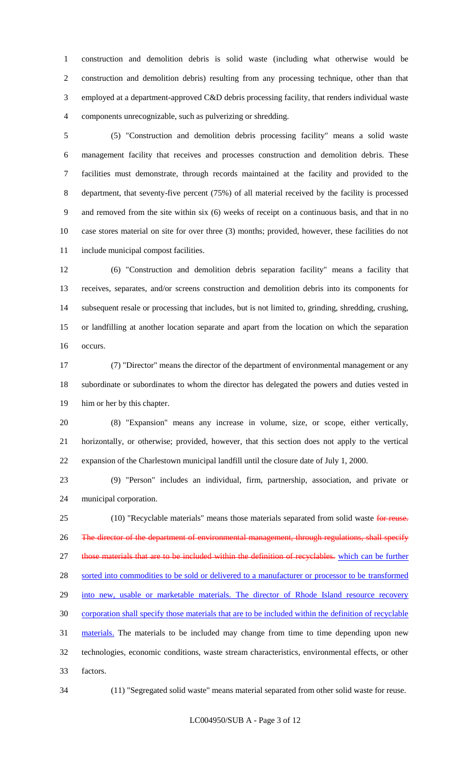construction and demolition debris is solid waste (including what otherwise would be construction and demolition debris) resulting from any processing technique, other than that employed at a department-approved C&D debris processing facility, that renders individual waste components unrecognizable, such as pulverizing or shredding.

(5) "Construction and demolition debris processing facility" means a solid waste management facility that receives and processes construction and demolition debris. These facilities must demonstrate, through records maintained at the facility and provided to the department, that seventy-five percent (75%) of all material received by the facility is processed and removed from the site within six (6) weeks of receipt on a continuous basis, and that in no case stores material on site for over three (3) months; provided, however, these facilities do not include municipal compost facilities.

(6) "Construction and demolition debris separation facility" means a facility that receives, separates, and/or screens construction and demolition debris into its components for subsequent resale or processing that includes, but is not limited to, grinding, shredding, crushing, or landfilling at another location separate and apart from the location on which the separation occurs.

(7) "Director" means the director of the department of environmental management or any subordinate or subordinates to whom the director has delegated the powers and duties vested in him or her by this chapter.

(8) "Expansion" means any increase in volume, size, or scope, either vertically, horizontally, or otherwise; provided, however, that this section does not apply to the vertical expansion of the Charlestown municipal landfill until the closure date of July 1, 2000.

(9) "Person" includes an individual, firm, partnership, association, and private or municipal corporation.

(10) "Recyclable materials" means those materials separated from solid waste ~~for reuse. The director of the department of environmental management, through regulations, shall specify those materials that are to be included within the definition of recyclables.~~ which can be further sorted into commodities to be sold or delivered to a manufacturer or processor to be transformed into new, usable or marketable materials. The director of Rhode Island resource recovery corporation shall specify those materials that are to be included within the definition of recyclable materials. The materials to be included may change from time to time depending upon new technologies, economic conditions, waste stream characteristics, environmental effects, or other factors.

(11) "Segregated solid waste" means material separated from other solid waste for reuse.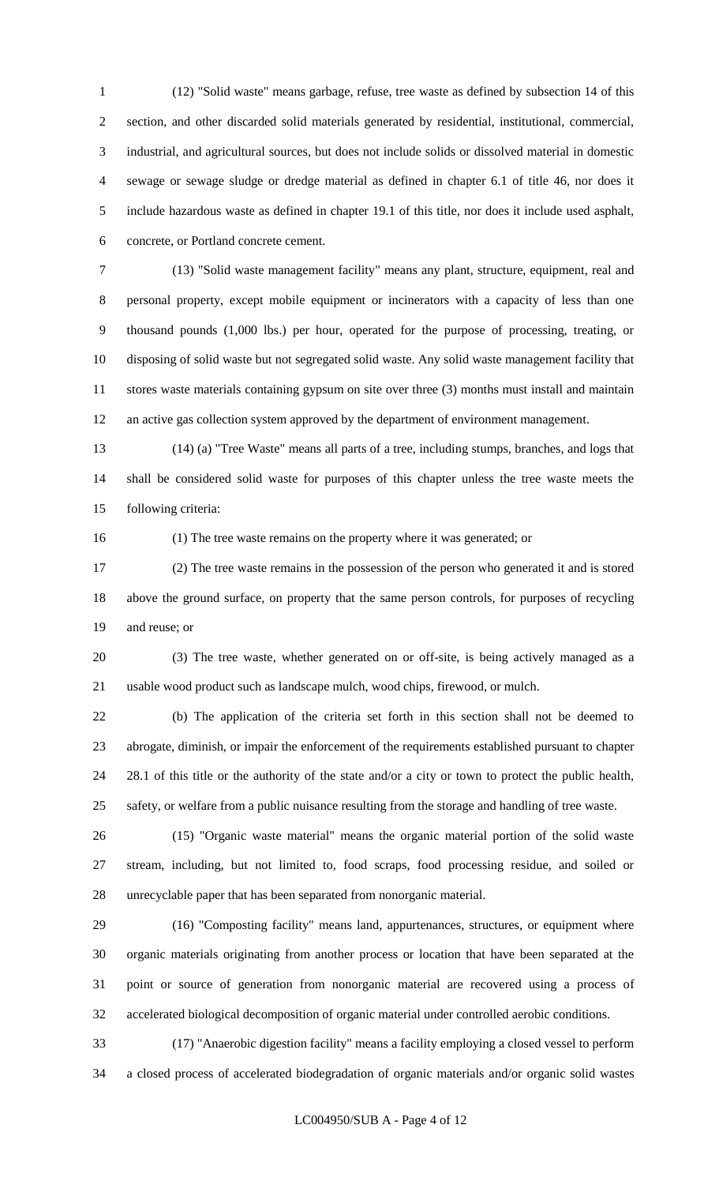(12) "Solid waste" means garbage, refuse, tree waste as defined by subsection 14 of this section, and other discarded solid materials generated by residential, institutional, commercial, industrial, and agricultural sources, but does not include solids or dissolved material in domestic sewage or sewage sludge or dredge material as defined in chapter 6.1 of title 46, nor does it include hazardous waste as defined in chapter 19.1 of this title, nor does it include used asphalt, concrete, or Portland concrete cement.

(13) "Solid waste management facility" means any plant, structure, equipment, real and personal property, except mobile equipment or incinerators with a capacity of less than one thousand pounds (1,000 lbs.) per hour, operated for the purpose of processing, treating, or disposing of solid waste but not segregated solid waste. Any solid waste management facility that stores waste materials containing gypsum on site over three (3) months must install and maintain an active gas collection system approved by the department of environment management.

(14) (a) "Tree Waste" means all parts of a tree, including stumps, branches, and logs that shall be considered solid waste for purposes of this chapter unless the tree waste meets the following criteria:

(1) The tree waste remains on the property where it was generated; or

(2) The tree waste remains in the possession of the person who generated it and is stored above the ground surface, on property that the same person controls, for purposes of recycling and reuse; or

(3) The tree waste, whether generated on or off-site, is being actively managed as a usable wood product such as landscape mulch, wood chips, firewood, or mulch.

(b) The application of the criteria set forth in this section shall not be deemed to abrogate, diminish, or impair the enforcement of the requirements established pursuant to chapter 28.1 of this title or the authority of the state and/or a city or town to protect the public health, safety, or welfare from a public nuisance resulting from the storage and handling of tree waste.

(15) "Organic waste material" means the organic material portion of the solid waste stream, including, but not limited to, food scraps, food processing residue, and soiled or unrecyclable paper that has been separated from nonorganic material.

(16) "Composting facility" means land, appurtenances, structures, or equipment where organic materials originating from another process or location that have been separated at the point or source of generation from nonorganic material are recovered using a process of accelerated biological decomposition of organic material under controlled aerobic conditions.

(17) "Anaerobic digestion facility" means a facility employing a closed vessel to perform a closed process of accelerated biodegradation of organic materials and/or organic solid wastes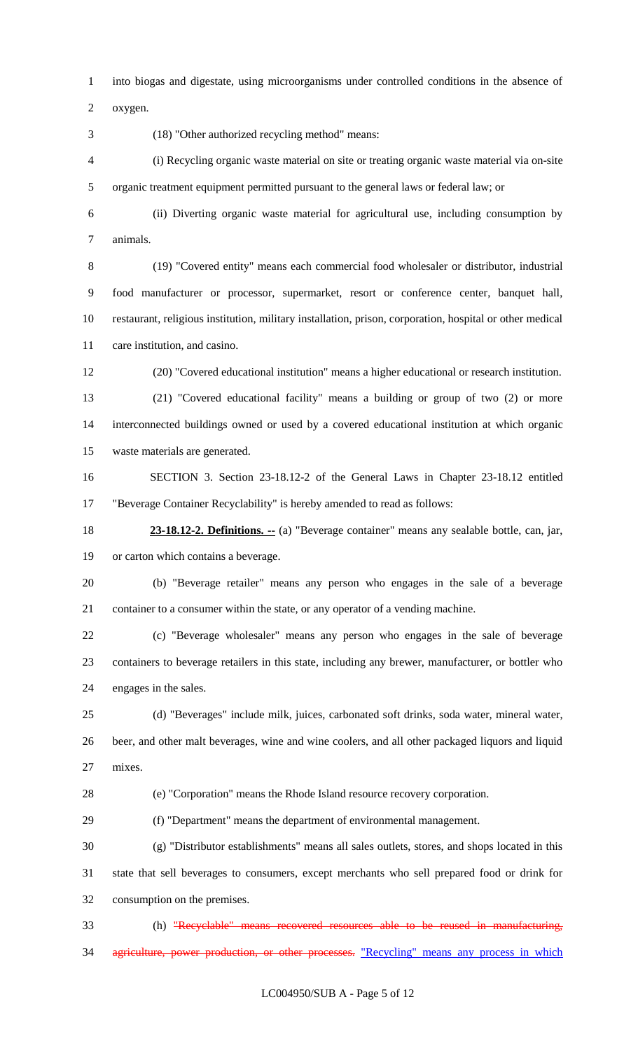into biogas and digestate, using microorganisms under controlled conditions in the absence of oxygen.

(18) "Other authorized recycling method" means:

(i) Recycling organic waste material on site or treating organic waste material via on-site organic treatment equipment permitted pursuant to the general laws or federal law; or

(ii) Diverting organic waste material for agricultural use, including consumption by animals.

(19) "Covered entity" means each commercial food wholesaler or distributor, industrial food manufacturer or processor, supermarket, resort or conference center, banquet hall, restaurant, religious institution, military installation, prison, corporation, hospital or other medical care institution, and casino.

(20) "Covered educational institution" means a higher educational or research institution.

(21) "Covered educational facility" means a building or group of two (2) or more interconnected buildings owned or used by a covered educational institution at which organic waste materials are generated.

SECTION 3. Section 23-18.12-2 of the General Laws in Chapter 23-18.12 entitled "Beverage Container Recyclability" is hereby amended to read as follows:

**23-18.12-2. Definitions. --** (a) "Beverage container" means any sealable bottle, can, jar, or carton which contains a beverage.

(b) "Beverage retailer" means any person who engages in the sale of a beverage container to a consumer within the state, or any operator of a vending machine.

(c) "Beverage wholesaler" means any person who engages in the sale of beverage containers to beverage retailers in this state, including any brewer, manufacturer, or bottler who engages in the sales.

(d) "Beverages" include milk, juices, carbonated soft drinks, soda water, mineral water, beer, and other malt beverages, wine and wine coolers, and all other packaged liquors and liquid mixes.

(e) "Corporation" means the Rhode Island resource recovery corporation.

(f) "Department" means the department of environmental management.

(g) "Distributor establishments" means all sales outlets, stores, and shops located in this state that sell beverages to consumers, except merchants who sell prepared food or drink for consumption on the premises.

(h) ~~"Recyclable" means recovered resources able to be reused in manufacturing, agriculture, power production, or other processes.~~ "Recycling" means any process in which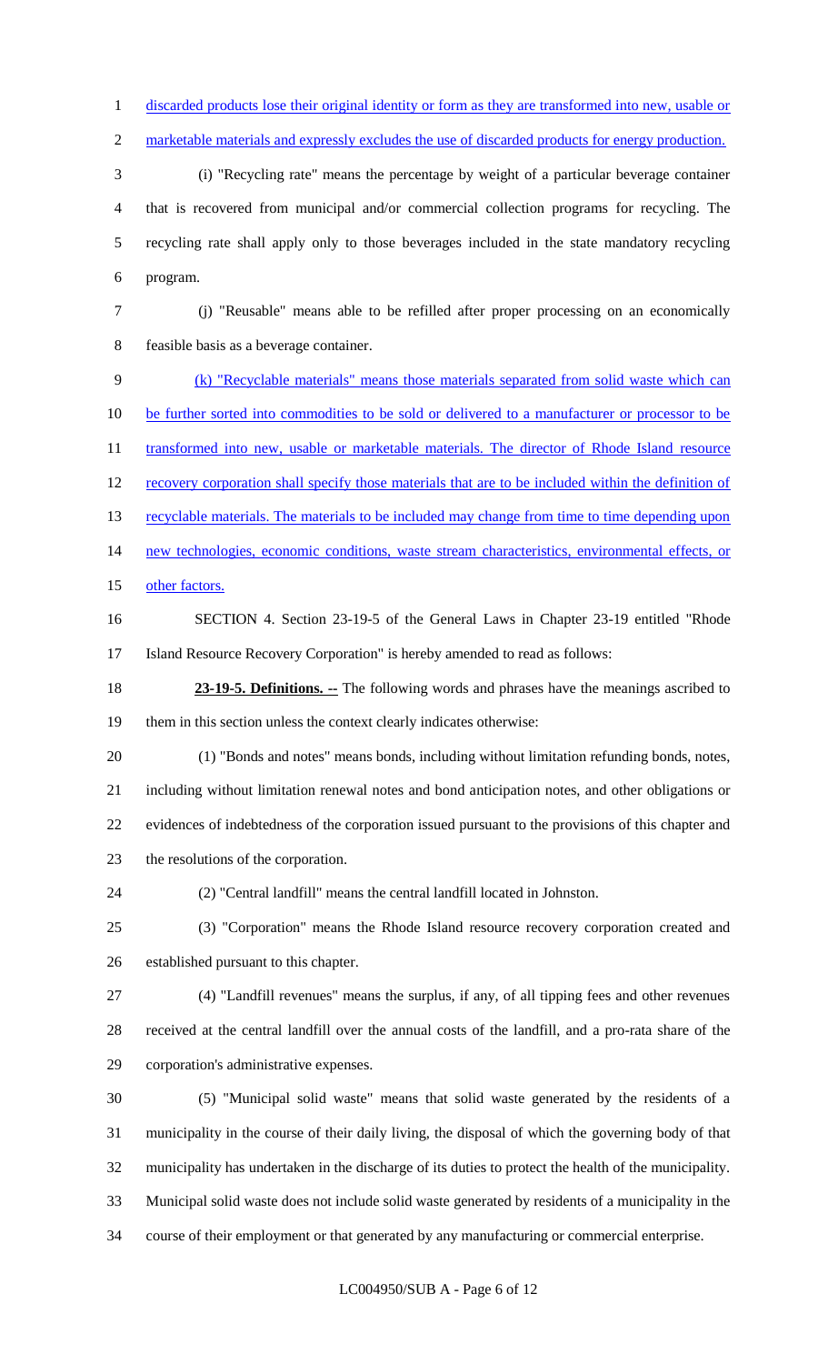discarded products lose their original identity or form as they are transformed into new, usable or marketable materials and expressly excludes the use of discarded products for energy production.

(i) "Recycling rate" means the percentage by weight of a particular beverage container that is recovered from municipal and/or commercial collection programs for recycling. The recycling rate shall apply only to those beverages included in the state mandatory recycling program.

(j) "Reusable" means able to be refilled after proper processing on an economically feasible basis as a beverage container.

(k) "Recyclable materials" means those materials separated from solid waste which can be further sorted into commodities to be sold or delivered to a manufacturer or processor to be transformed into new, usable or marketable materials. The director of Rhode Island resource recovery corporation shall specify those materials that are to be included within the definition of recyclable materials. The materials to be included may change from time to time depending upon new technologies, economic conditions, waste stream characteristics, environmental effects, or other factors.

SECTION 4. Section 23-19-5 of the General Laws in Chapter 23-19 entitled "Rhode Island Resource Recovery Corporation" is hereby amended to read as follows:

**23-19-5. Definitions. --** The following words and phrases have the meanings ascribed to them in this section unless the context clearly indicates otherwise:

(1) "Bonds and notes" means bonds, including without limitation refunding bonds, notes, including without limitation renewal notes and bond anticipation notes, and other obligations or evidences of indebtedness of the corporation issued pursuant to the provisions of this chapter and the resolutions of the corporation.

(2) "Central landfill" means the central landfill located in Johnston.

(3) "Corporation" means the Rhode Island resource recovery corporation created and established pursuant to this chapter.

(4) "Landfill revenues" means the surplus, if any, of all tipping fees and other revenues received at the central landfill over the annual costs of the landfill, and a pro-rata share of the corporation's administrative expenses.

(5) "Municipal solid waste" means that solid waste generated by the residents of a municipality in the course of their daily living, the disposal of which the governing body of that municipality has undertaken in the discharge of its duties to protect the health of the municipality. Municipal solid waste does not include solid waste generated by residents of a municipality in the course of their employment or that generated by any manufacturing or commercial enterprise.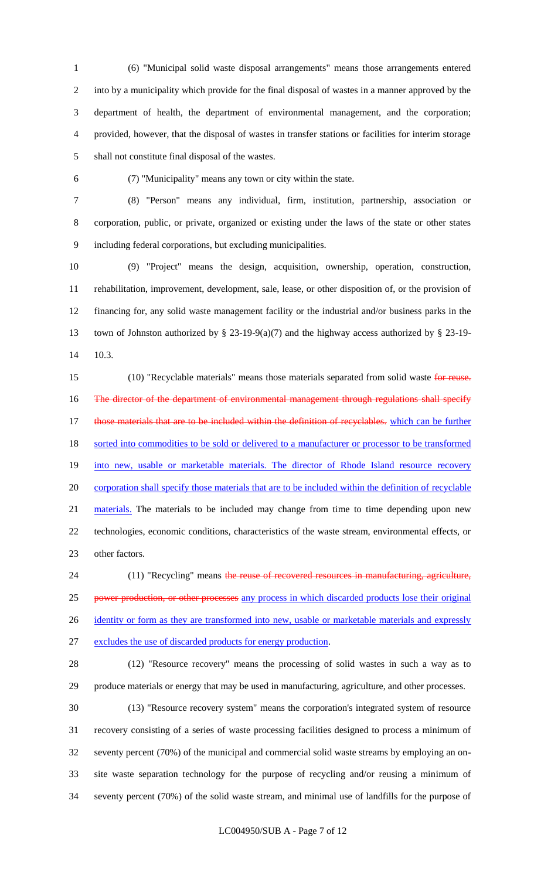(6) "Municipal solid waste disposal arrangements" means those arrangements entered into by a municipality which provide for the final disposal of wastes in a manner approved by the department of health, the department of environmental management, and the corporation; provided, however, that the disposal of wastes in transfer stations or facilities for interim storage shall not constitute final disposal of the wastes.

(7) "Municipality" means any town or city within the state.

(8) "Person" means any individual, firm, institution, partnership, association or corporation, public, or private, organized or existing under the laws of the state or other states including federal corporations, but excluding municipalities.

(9) "Project" means the design, acquisition, ownership, operation, construction, rehabilitation, improvement, development, sale, lease, or other disposition of, or the provision of financing for, any solid waste management facility or the industrial and/or business parks in the town of Johnston authorized by § 23-19-9(a)(7) and the highway access authorized by § 23-19-10.3.

(10) "Recyclable materials" means those materials separated from solid waste ~~for reuse. The director of the department of environmental management through regulations shall specify those materials that are to be included within the definition of recyclables.~~ which can be further sorted into commodities to be sold or delivered to a manufacturer or processor to be transformed into new, usable or marketable materials. The director of Rhode Island resource recovery corporation shall specify those materials that are to be included within the definition of recyclable materials. The materials to be included may change from time to time depending upon new technologies, economic conditions, characteristics of the waste stream, environmental effects, or other factors.

(11) "Recycling" means ~~the reuse of recovered resources in manufacturing, agriculture, power production, or other processes~~ any process in which discarded products lose their original identity or form as they are transformed into new, usable or marketable materials and expressly excludes the use of discarded products for energy production.

(12) "Resource recovery" means the processing of solid wastes in such a way as to produce materials or energy that may be used in manufacturing, agriculture, and other processes.

(13) "Resource recovery system" means the corporation's integrated system of resource recovery consisting of a series of waste processing facilities designed to process a minimum of seventy percent (70%) of the municipal and commercial solid waste streams by employing an on-site waste separation technology for the purpose of recycling and/or reusing a minimum of seventy percent (70%) of the solid waste stream, and minimal use of landfills for the purpose of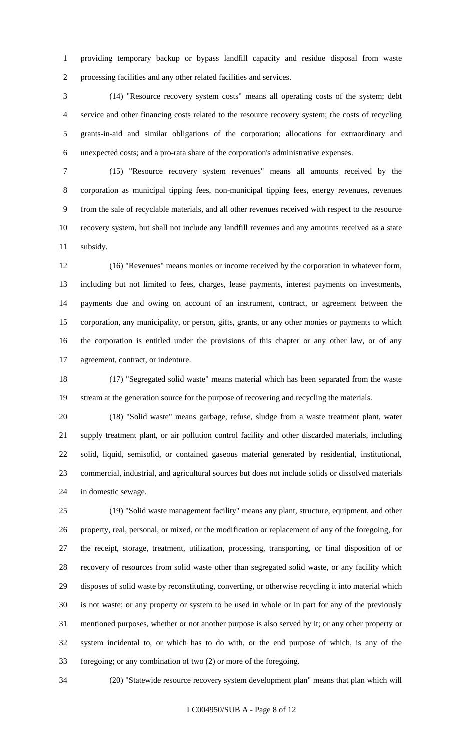providing temporary backup or bypass landfill capacity and residue disposal from waste processing facilities and any other related facilities and services.

(14) "Resource recovery system costs" means all operating costs of the system; debt service and other financing costs related to the resource recovery system; the costs of recycling grants-in-aid and similar obligations of the corporation; allocations for extraordinary and unexpected costs; and a pro-rata share of the corporation's administrative expenses.

(15) "Resource recovery system revenues" means all amounts received by the corporation as municipal tipping fees, non-municipal tipping fees, energy revenues, revenues from the sale of recyclable materials, and all other revenues received with respect to the resource recovery system, but shall not include any landfill revenues and any amounts received as a state subsidy.

(16) "Revenues" means monies or income received by the corporation in whatever form, including but not limited to fees, charges, lease payments, interest payments on investments, payments due and owing on account of an instrument, contract, or agreement between the corporation, any municipality, or person, gifts, grants, or any other monies or payments to which the corporation is entitled under the provisions of this chapter or any other law, or of any agreement, contract, or indenture.

(17) "Segregated solid waste" means material which has been separated from the waste stream at the generation source for the purpose of recovering and recycling the materials.

(18) "Solid waste" means garbage, refuse, sludge from a waste treatment plant, water supply treatment plant, or air pollution control facility and other discarded materials, including solid, liquid, semisolid, or contained gaseous material generated by residential, institutional, commercial, industrial, and agricultural sources but does not include solids or dissolved materials in domestic sewage.

(19) "Solid waste management facility" means any plant, structure, equipment, and other property, real, personal, or mixed, or the modification or replacement of any of the foregoing, for the receipt, storage, treatment, utilization, processing, transporting, or final disposition of or recovery of resources from solid waste other than segregated solid waste, or any facility which disposes of solid waste by reconstituting, converting, or otherwise recycling it into material which is not waste; or any property or system to be used in whole or in part for any of the previously mentioned purposes, whether or not another purpose is also served by it; or any other property or system incidental to, or which has to do with, or the end purpose of which, is any of the foregoing; or any combination of two (2) or more of the foregoing.

(20) "Statewide resource recovery system development plan" means that plan which will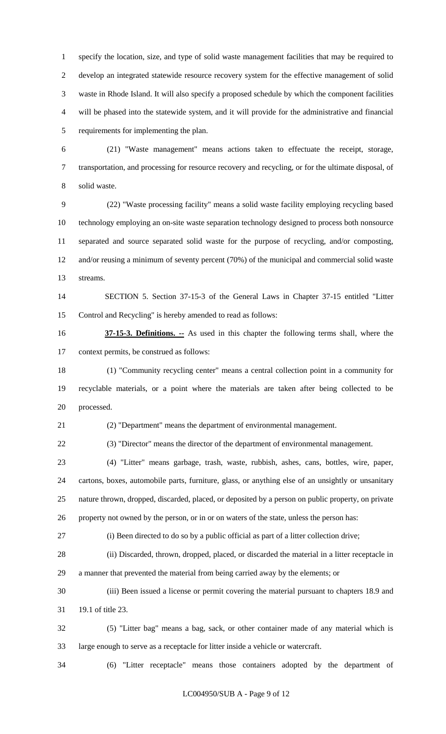specify the location, size, and type of solid waste management facilities that may be required to develop an integrated statewide resource recovery system for the effective management of solid waste in Rhode Island. It will also specify a proposed schedule by which the component facilities will be phased into the statewide system, and it will provide for the administrative and financial requirements for implementing the plan.

(21) "Waste management" means actions taken to effectuate the receipt, storage, transportation, and processing for resource recovery and recycling, or for the ultimate disposal, of solid waste.

(22) "Waste processing facility" means a solid waste facility employing recycling based technology employing an on-site waste separation technology designed to process both nonsource separated and source separated solid waste for the purpose of recycling, and/or composting, and/or reusing a minimum of seventy percent (70%) of the municipal and commercial solid waste streams.

SECTION 5. Section 37-15-3 of the General Laws in Chapter 37-15 entitled "Litter Control and Recycling" is hereby amended to read as follows:

**37-15-3. Definitions. --** As used in this chapter the following terms shall, where the context permits, be construed as follows:

(1) "Community recycling center" means a central collection point in a community for recyclable materials, or a point where the materials are taken after being collected to be processed.

(2) "Department" means the department of environmental management.

(3) "Director" means the director of the department of environmental management.

(4) "Litter" means garbage, trash, waste, rubbish, ashes, cans, bottles, wire, paper, cartons, boxes, automobile parts, furniture, glass, or anything else of an unsightly or unsanitary nature thrown, dropped, discarded, placed, or deposited by a person on public property, on private property not owned by the person, or in or on waters of the state, unless the person has:

(i) Been directed to do so by a public official as part of a litter collection drive;

(ii) Discarded, thrown, dropped, placed, or discarded the material in a litter receptacle in a manner that prevented the material from being carried away by the elements; or

(iii) Been issued a license or permit covering the material pursuant to chapters 18.9 and 19.1 of title 23.

(5) "Litter bag" means a bag, sack, or other container made of any material which is large enough to serve as a receptacle for litter inside a vehicle or watercraft.

(6) "Litter receptacle" means those containers adopted by the department of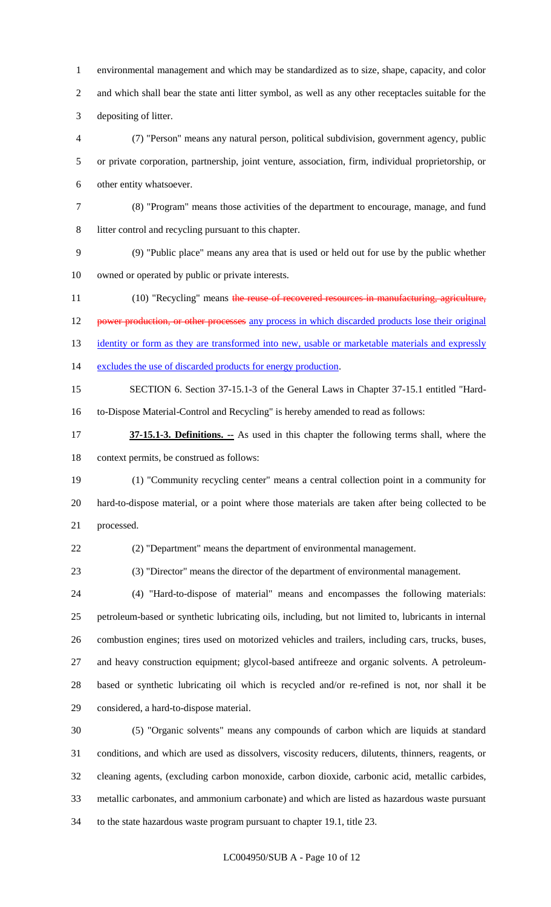environmental management and which may be standardized as to size, shape, capacity, and color and which shall bear the state anti litter symbol, as well as any other receptacles suitable for the depositing of litter.

(7) "Person" means any natural person, political subdivision, government agency, public or private corporation, partnership, joint venture, association, firm, individual proprietorship, or other entity whatsoever.

(8) "Program" means those activities of the department to encourage, manage, and fund litter control and recycling pursuant to this chapter.

(9) "Public place" means any area that is used or held out for use by the public whether owned or operated by public or private interests.

(10) "Recycling" means ~~the reuse of recovered resources in manufacturing, agriculture, power production, or other processes~~ any process in which discarded products lose their original identity or form as they are transformed into new, usable or marketable materials and expressly excludes the use of discarded products for energy production.

SECTION 6. Section 37-15.1-3 of the General Laws in Chapter 37-15.1 entitled "Hard-to-Dispose Material-Control and Recycling" is hereby amended to read as follows:

**37-15.1-3. Definitions. --** As used in this chapter the following terms shall, where the context permits, be construed as follows:

(1) "Community recycling center" means a central collection point in a community for hard-to-dispose material, or a point where those materials are taken after being collected to be processed.

(2) "Department" means the department of environmental management.

(3) "Director" means the director of the department of environmental management.

(4) "Hard-to-dispose of material" means and encompasses the following materials: petroleum-based or synthetic lubricating oils, including, but not limited to, lubricants in internal combustion engines; tires used on motorized vehicles and trailers, including cars, trucks, buses, and heavy construction equipment; glycol-based antifreeze and organic solvents. A petroleum-based or synthetic lubricating oil which is recycled and/or re-refined is not, nor shall it be considered, a hard-to-dispose material.

(5) "Organic solvents" means any compounds of carbon which are liquids at standard conditions, and which are used as dissolvers, viscosity reducers, dilutents, thinners, reagents, or cleaning agents, (excluding carbon monoxide, carbon dioxide, carbonic acid, metallic carbides, metallic carbonates, and ammonium carbonate) and which are listed as hazardous waste pursuant to the state hazardous waste program pursuant to chapter 19.1, title 23.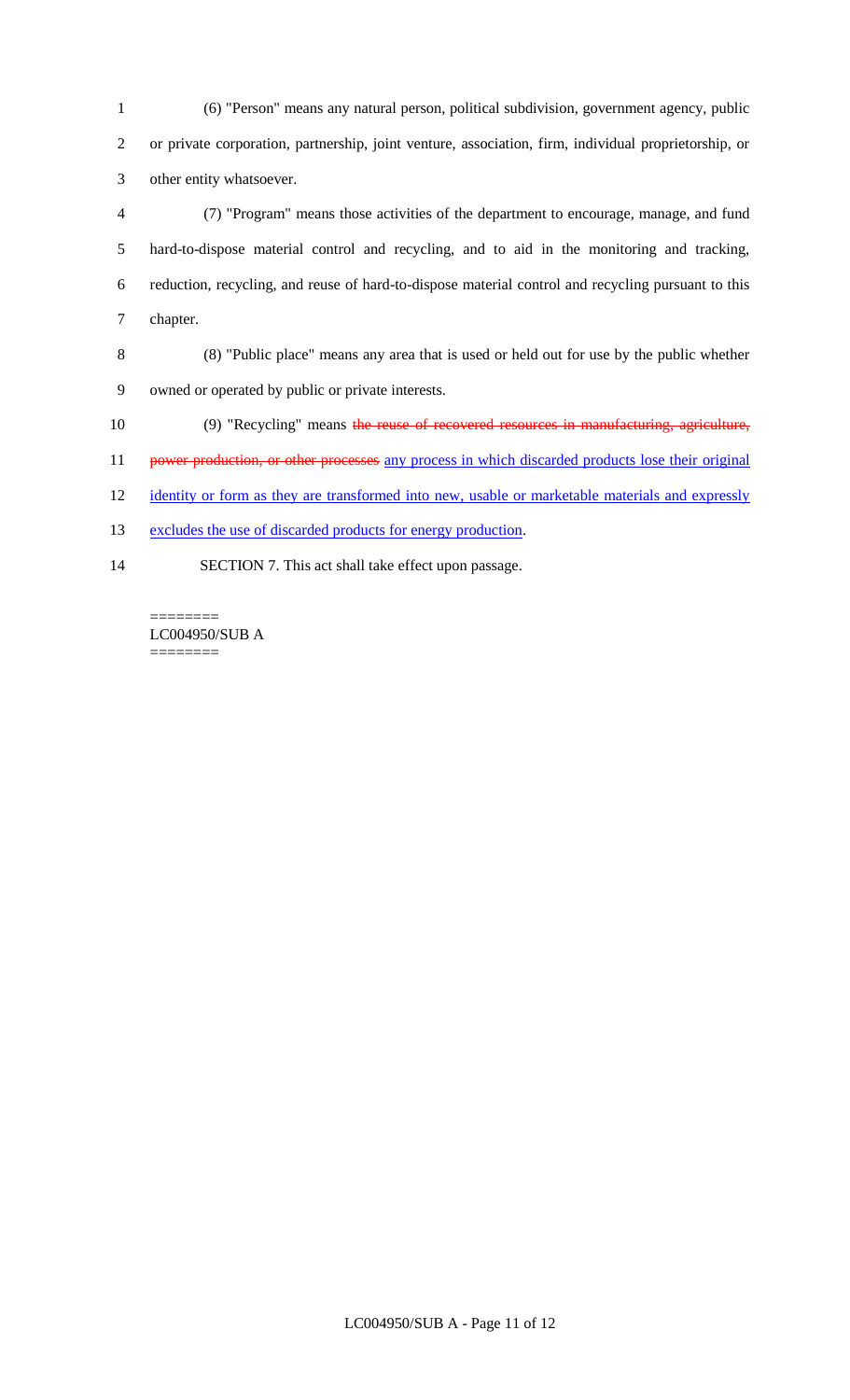(6) "Person" means any natural person, political subdivision, government agency, public or private corporation, partnership, joint venture, association, firm, individual proprietorship, or other entity whatsoever.

(7) "Program" means those activities of the department to encourage, manage, and fund hard-to-dispose material control and recycling, and to aid in the monitoring and tracking, reduction, recycling, and reuse of hard-to-dispose material control and recycling pursuant to this chapter.

(8) "Public place" means any area that is used or held out for use by the public whether owned or operated by public or private interests.

(9) "Recycling" means ~~the reuse of recovered resources in manufacturing, agriculture, power production, or other processes~~ <u>any process in which discarded products lose their original identity or form as they are transformed into new, usable or marketable materials and expressly excludes the use of discarded products for energy production</u>.

SECTION 7. This act shall take effect upon passage.

========
LC004950/SUB A
========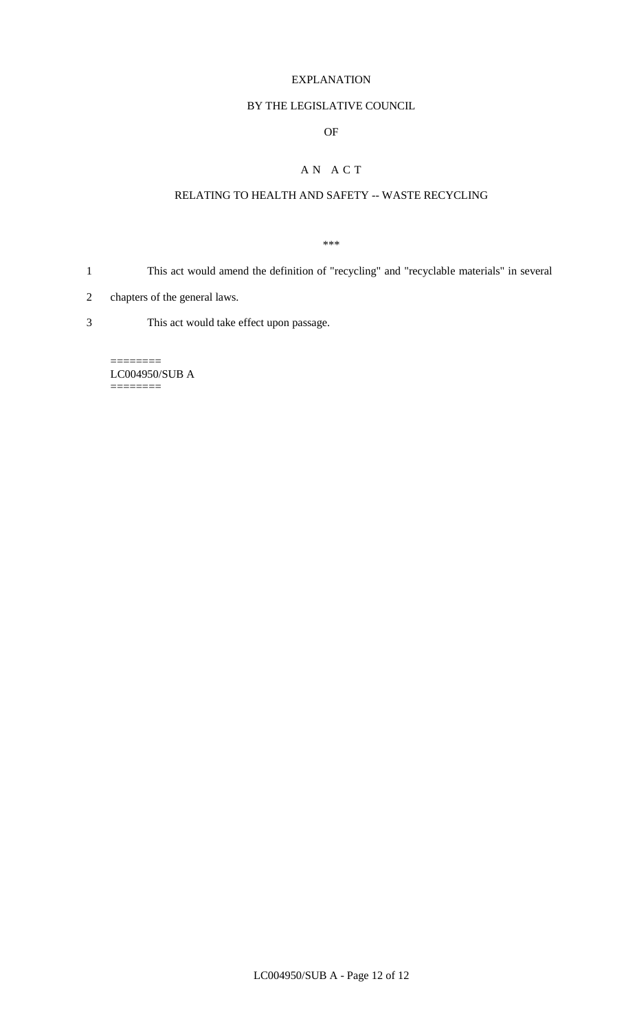EXPLANATION

BY THE LEGISLATIVE COUNCIL

OF

A N A C T

RELATING TO HEALTH AND SAFETY -- WASTE RECYCLING

\*\*\*

This act would amend the definition of "recycling" and "recyclable materials" in several chapters of the general laws.

This act would take effect upon passage.

========
LC004950/SUB A
========